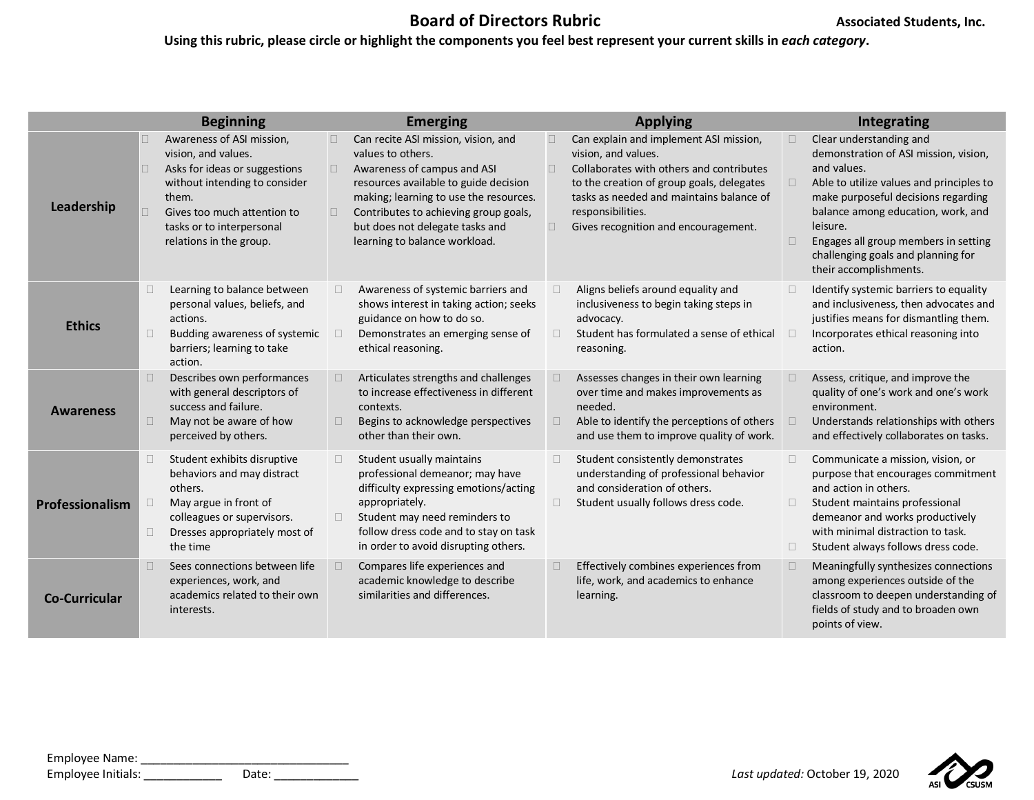# Board of Directors Rubric

Associated Students, Inc.

**Using this rubric, please circle or highlight the components you feel best represent your current skills in *each category*.**

| | Beginning | Emerging | Applying | Integrating |
|---|---|---|---|---|
| **Leadership** | ☐ Awareness of ASI mission, vision, and values.<br>☐ Asks for ideas or suggestions without intending to consider them.<br>☐ Gives too much attention to tasks or to interpersonal relations in the group. | ☐ Can recite ASI mission, vision, and values to others.<br>☐ Awareness of campus and ASI resources available to guide decision making; learning to use the resources.<br>☐ Contributes to achieving group goals, but does not delegate tasks and learning to balance workload. | ☐ Can explain and implement ASI mission, vision, and values.<br>☐ Collaborates with others and contributes to the creation of group goals, delegates tasks as needed and maintains balance of responsibilities.<br>☐ Gives recognition and encouragement. | ☐ Clear understanding and demonstration of ASI mission, vision, and values.<br>☐ Able to utilize values and principles to make purposeful decisions regarding balance among education, work, and leisure.<br>☐ Engages all group members in setting challenging goals and planning for their accomplishments. |
| **Ethics** | ☐ Learning to balance between personal values, beliefs, and actions.<br>☐ Budding awareness of systemic barriers; learning to take action. | ☐ Awareness of systemic barriers and shows interest in taking action; seeks guidance on how to do so.<br>☐ Demonstrates an emerging sense of ethical reasoning. | ☐ Aligns beliefs around equality and inclusiveness to begin taking steps in advocacy.<br>☐ Student has formulated a sense of ethical reasoning. | ☐ Identify systemic barriers to equality and inclusiveness, then advocates and justifies means for dismantling them.<br>☐ Incorporates ethical reasoning into action. |
| **Awareness** | ☐ Describes own performances with general descriptors of success and failure.<br>☐ May not be aware of how perceived by others. | ☐ Articulates strengths and challenges to increase effectiveness in different contexts.<br>☐ Begins to acknowledge perspectives other than their own. | ☐ Assesses changes in their own learning over time and makes improvements as needed.<br>☐ Able to identify the perceptions of others and use them to improve quality of work. | ☐ Assess, critique, and improve the quality of one's work and one's work environment.<br>☐ Understands relationships with others and effectively collaborates on tasks. |
| **Professionalism** | ☐ Student exhibits disruptive behaviors and may distract others.<br>☐ May argue in front of colleagues or supervisors.<br>☐ Dresses appropriately most of the time | ☐ Student usually maintains professional demeanor; may have difficulty expressing emotions/acting appropriately.<br>☐ Student may need reminders to follow dress code and to stay on task in order to avoid disrupting others. | ☐ Student consistently demonstrates understanding of professional behavior and consideration of others.<br>☐ Student usually follows dress code. | ☐ Communicate a mission, vision, or purpose that encourages commitment and action in others.<br>☐ Student maintains professional demeanor and works productively with minimal distraction to task.<br>☐ Student always follows dress code. |
| **Co-Curricular** | ☐ Sees connections between life experiences, work, and academics related to their own interests. | ☐ Compares life experiences and academic knowledge to describe similarities and differences. | ☐ Effectively combines experiences from life, work, and academics to enhance learning. | ☐ Meaningfully synthesizes connections among experiences outside of the classroom to deepen understanding of fields of study and to broaden own points of view. |

Employee Name: ________________________________

Employee Initials: ____________ Date: _____________

*Last updated:* October 19, 2020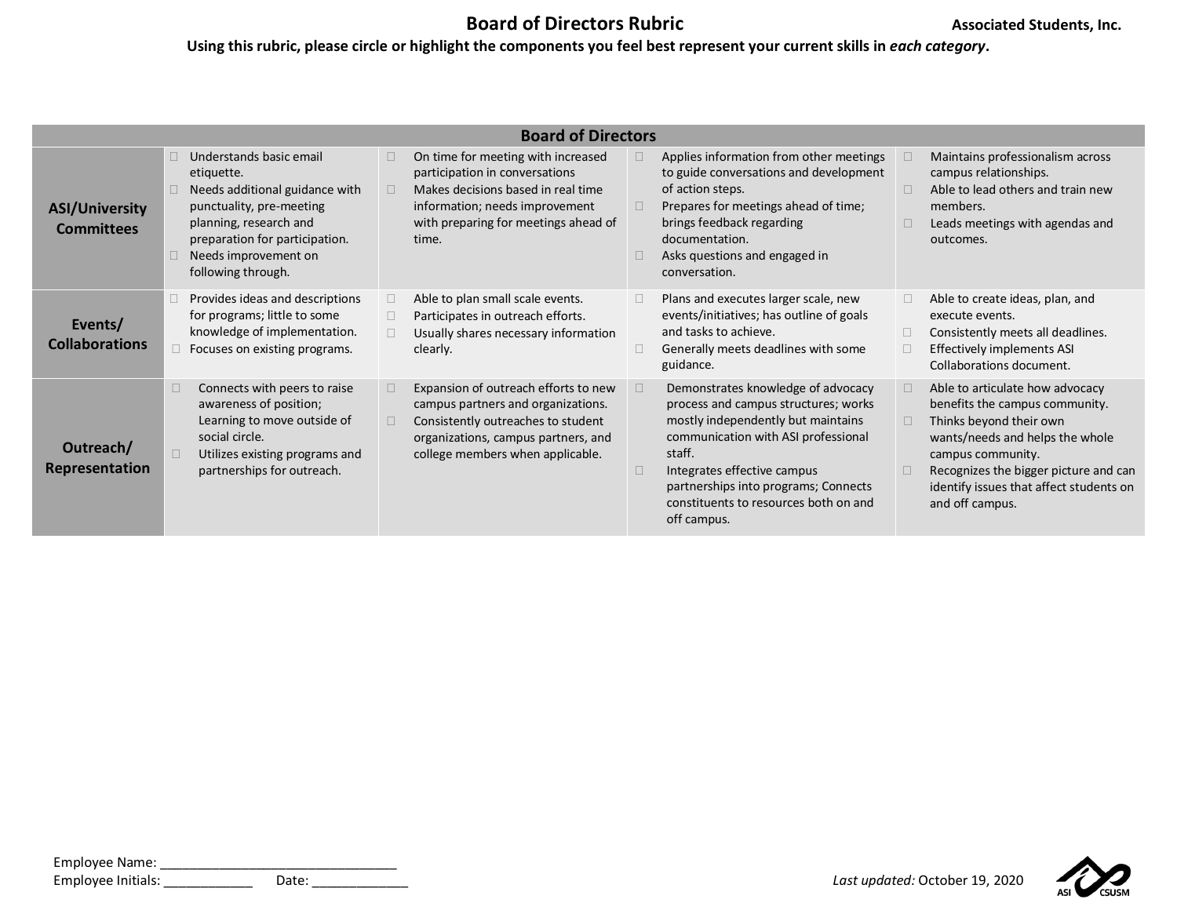# Board of Directors Rubric

Associated Students, Inc.

**Using this rubric, please circle or highlight the components you feel best represent your current skills in *each category*.**

| Board of Directors | | | | |
|---|---|---|---|---|
| **ASI/University Committees** | ☐ Understands basic email etiquette.<br>☐ Needs additional guidance with punctuality, pre-meeting planning, research and preparation for participation.<br>☐ Needs improvement on following through. | ☐ On time for meeting with increased participation in conversations<br>☐ Makes decisions based in real time information; needs improvement with preparing for meetings ahead of time. | ☐ Applies information from other meetings to guide conversations and development of action steps.<br>☐ Prepares for meetings ahead of time; brings feedback regarding documentation.<br>☐ Asks questions and engaged in conversation. | ☐ Maintains professionalism across campus relationships.<br>☐ Able to lead others and train new members.<br>☐ Leads meetings with agendas and outcomes. |
| **Events/ Collaborations** | ☐ Provides ideas and descriptions for programs; little to some knowledge of implementation.<br>☐ Focuses on existing programs. | ☐ Able to plan small scale events.<br>☐ Participates in outreach efforts.<br>☐ Usually shares necessary information clearly. | ☐ Plans and executes larger scale, new events/initiatives; has outline of goals and tasks to achieve.<br>☐ Generally meets deadlines with some guidance. | ☐ Able to create ideas, plan, and execute events.<br>☐ Consistently meets all deadlines.<br>☐ Effectively implements ASI Collaborations document. |
| **Outreach/ Representation** | ☐ Connects with peers to raise awareness of position; Learning to move outside of social circle.<br>☐ Utilizes existing programs and partnerships for outreach. | ☐ Expansion of outreach efforts to new campus partners and organizations.<br>☐ Consistently outreaches to student organizations, campus partners, and college members when applicable. | ☐ Demonstrates knowledge of advocacy process and campus structures; works mostly independently but maintains communication with ASI professional staff.<br>☐ Integrates effective campus partnerships into programs; Connects constituents to resources both on and off campus. | ☐ Able to articulate how advocacy benefits the campus community.<br>☐ Thinks beyond their own wants/needs and helps the whole campus community.<br>☐ Recognizes the bigger picture and can identify issues that affect students on and off campus. |

Employee Name: ________________________________

Employee Initials: ____________ Date: _____________

*Last updated:* October 19, 2020